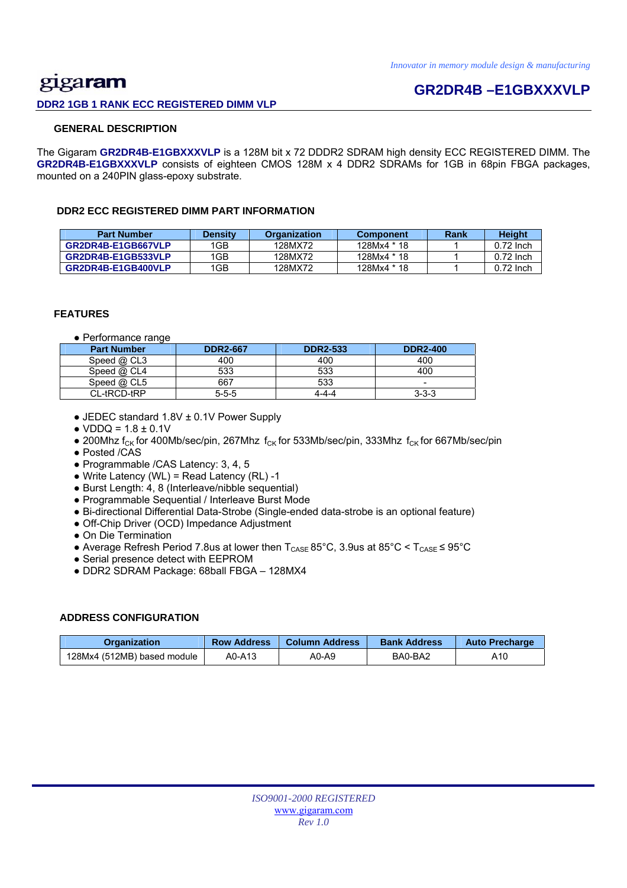gigaram

# GR2DR4B –E1GBXXXVLP

**DDR2 1GB 1 RANK ECC REGISTERED DIMM VLP**

## GENERAL DESCRIPTION

The Gigaram **GR2DR4B-E1GBXXXVLP** is a 128M bit x 72 DDDR2 SDRAM high density ECC REGISTERED DIMM. The **GR2DR4B-E1GBXXXVLP** consists of eighteen CMOS 128M x 4 DDR2 SDRAMs for 1GB in 68pin FBGA packages, mounted on a 240PIN glass-epoxy substrate.

## DDR2 ECC REGISTERED DIMM PART INFORMATION

| Part Number | Density | Organization | Component | Rank | Height |
|---|---|---|---|---|---|
| GR2DR4B-E1GB667VLP | 1GB | 128MX72 | 128Mx4 * 18 | 1 | 0.72 Inch |
| GR2DR4B-E1GB533VLP | 1GB | 128MX72 | 128Mx4 * 18 | 1 | 0.72 Inch |
| GR2DR4B-E1GB400VLP | 1GB | 128MX72 | 128Mx4 * 18 | 1 | 0.72 Inch |

## FEATURES

- Performance range

| Part Number | DDR2-667 | DDR2-533 | DDR2-400 |
|---|---|---|---|
| Speed @ CL3 | 400 | 400 | 400 |
| Speed @ CL4 | 533 | 533 | 400 |
| Speed @ CL5 | 667 | 533 | - |
| CL-tRCD-tRP | 5-5-5 | 4-4-4 | 3-3-3 |

- JEDEC standard 1.8V ± 0.1V Power Supply
- VDDQ = 1.8 ± 0.1V
- 200Mhz $f_{CK}$ for 400Mb/sec/pin, 267Mhz $f_{CK}$ for 533Mb/sec/pin, 333Mhz $f_{CK}$ for 667Mb/sec/pin
- Posted /CAS
- Programmable /CAS Latency: 3, 4, 5
- Write Latency (WL) = Read Latency (RL) -1
- Burst Length: 4, 8 (Interleave/nibble sequential)
- Programmable Sequential / Interleave Burst Mode
- Bi-directional Differential Data-Strobe (Single-ended data-strobe is an optional feature)
- Off-Chip Driver (OCD) Impedance Adjustment
- On Die Termination
- Average Refresh Period 7.8us at lower then $T_{CASE}$ 85°C, 3.9us at 85°C < $T_{CASE}$ ≤ 95°C
- Serial presence detect with EEPROM
- DDR2 SDRAM Package: 68ball FBGA – 128MX4

## ADDRESS CONFIGURATION

| Organization | Row Address | Column Address | Bank Address | Auto Precharge |
|---|---|---|---|---|
| 128Mx4 (512MB) based module | A0-A13 | A0-A9 | BA0-BA2 | A10 |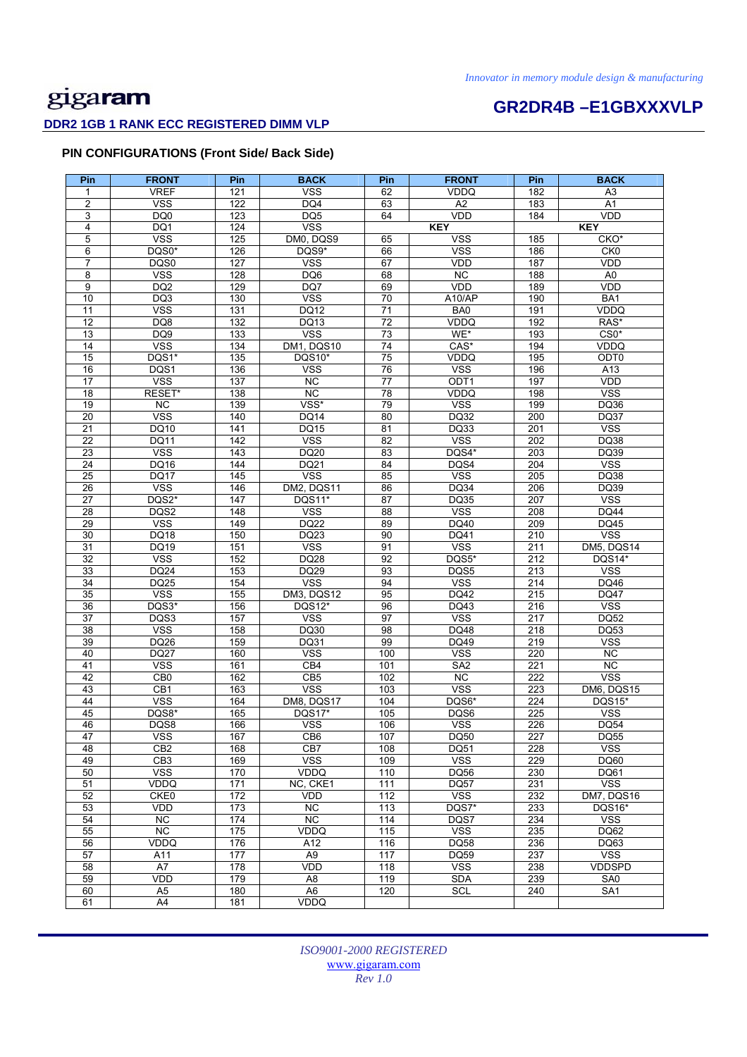## PIN CONFIGURATIONS (Front Side/ Back Side)

| Pin | FRONT | Pin | BACK | Pin | FRONT | Pin | BACK |
|---|---|---|---|---|---|---|---|
| 1 | VREF | 121 | VSS | 62 | VDDQ | 182 | A3 |
| 2 | VSS | 122 | DQ4 | 63 | A2 | 183 | A1 |
| 3 | DQ0 | 123 | DQ5 | 64 | VDD | 184 | VDD |
| 4 | DQ1 | 124 | VSS | KEY | | KEY | |
| 5 | VSS | 125 | DM0, DQS9 | 65 | VSS | 185 | CKO* |
| 6 | DQS0* | 126 | DQS9* | 66 | VSS | 186 | CK0 |
| 7 | DQS0 | 127 | VSS | 67 | VDD | 187 | VDD |
| 8 | VSS | 128 | DQ6 | 68 | NC | 188 | A0 |
| 9 | DQ2 | 129 | DQ7 | 69 | VDD | 189 | VDD |
| 10 | DQ3 | 130 | VSS | 70 | A10/AP | 190 | BA1 |
| 11 | VSS | 131 | DQ12 | 71 | BA0 | 191 | VDDQ |
| 12 | DQ8 | 132 | DQ13 | 72 | VDDQ | 192 | RAS* |
| 13 | DQ9 | 133 | VSS | 73 | WE* | 193 | CS0* |
| 14 | VSS | 134 | DM1, DQS10 | 74 | CAS* | 194 | VDDQ |
| 15 | DQS1* | 135 | DQS10* | 75 | VDDQ | 195 | ODT0 |
| 16 | DQS1 | 136 | VSS | 76 | VSS | 196 | A13 |
| 17 | VSS | 137 | NC | 77 | ODT1 | 197 | VDD |
| 18 | RESET* | 138 | NC | 78 | VDDQ | 198 | VSS |
| 19 | NC | 139 | VSS* | 79 | VSS | 199 | DQ36 |
| 20 | VSS | 140 | DQ14 | 80 | DQ32 | 200 | DQ37 |
| 21 | DQ10 | 141 | DQ15 | 81 | DQ33 | 201 | VSS |
| 22 | DQ11 | 142 | VSS | 82 | VSS | 202 | DQ38 |
| 23 | VSS | 143 | DQ20 | 83 | DQS4* | 203 | DQ39 |
| 24 | DQ16 | 144 | DQ21 | 84 | DQS4 | 204 | VSS |
| 25 | DQ17 | 145 | VSS | 85 | VSS | 205 | DQ38 |
| 26 | VSS | 146 | DM2, DQS11 | 86 | DQ34 | 206 | DQ39 |
| 27 | DQS2* | 147 | DQS11* | 87 | DQ35 | 207 | VSS |
| 28 | DQS2 | 148 | VSS | 88 | VSS | 208 | DQ44 |
| 29 | VSS | 149 | DQ22 | 89 | DQ40 | 209 | DQ45 |
| 30 | DQ18 | 150 | DQ23 | 90 | DQ41 | 210 | VSS |
| 31 | DQ19 | 151 | VSS | 91 | VSS | 211 | DM5, DQS14 |
| 32 | VSS | 152 | DQ28 | 92 | DQS5* | 212 | DQS14* |
| 33 | DQ24 | 153 | DQ29 | 93 | DQS5 | 213 | VSS |
| 34 | DQ25 | 154 | VSS | 94 | VSS | 214 | DQ46 |
| 35 | VSS | 155 | DM3, DQS12 | 95 | DQ42 | 215 | DQ47 |
| 36 | DQS3* | 156 | DQS12* | 96 | DQ43 | 216 | VSS |
| 37 | DQS3 | 157 | VSS | 97 | VSS | 217 | DQ52 |
| 38 | VSS | 158 | DQ30 | 98 | DQ48 | 218 | DQ53 |
| 39 | DQ26 | 159 | DQ31 | 99 | DQ49 | 219 | VSS |
| 40 | DQ27 | 160 | VSS | 100 | VSS | 220 | NC |
| 41 | VSS | 161 | CB4 | 101 | SA2 | 221 | NC |
| 42 | CB0 | 162 | CB5 | 102 | NC | 222 | VSS |
| 43 | CB1 | 163 | VSS | 103 | VSS | 223 | DM6, DQS15 |
| 44 | VSS | 164 | DM8, DQS17 | 104 | DQS6* | 224 | DQS15* |
| 45 | DQS8* | 165 | DQS17* | 105 | DQS6 | 225 | VSS |
| 46 | DQS8 | 166 | VSS | 106 | VSS | 226 | DQ54 |
| 47 | VSS | 167 | CB6 | 107 | DQ50 | 227 | DQ55 |
| 48 | CB2 | 168 | CB7 | 108 | DQ51 | 228 | VSS |
| 49 | CB3 | 169 | VSS | 109 | VSS | 229 | DQ60 |
| 50 | VSS | 170 | VDDQ | 110 | DQ56 | 230 | DQ61 |
| 51 | VDDQ | 171 | NC, CKE1 | 111 | DQ57 | 231 | VSS |
| 52 | CKE0 | 172 | VDD | 112 | VSS | 232 | DM7, DQS16 |
| 53 | VDD | 173 | NC | 113 | DQS7* | 233 | DQS16* |
| 54 | NC | 174 | NC | 114 | DQS7 | 234 | VSS |
| 55 | NC | 175 | VDDQ | 115 | VSS | 235 | DQ62 |
| 56 | VDDQ | 176 | A12 | 116 | DQ58 | 236 | DQ63 |
| 57 | A11 | 177 | A9 | 117 | DQ59 | 237 | VSS |
| 58 | A7 | 178 | VDD | 118 | VSS | 238 | VDDSPD |
| 59 | VDD | 179 | A8 | 119 | SDA | 239 | SA0 |
| 60 | A5 | 180 | A6 | 120 | SCL | 240 | SA1 |
| 61 | A4 | 181 | VDDQ | | | | |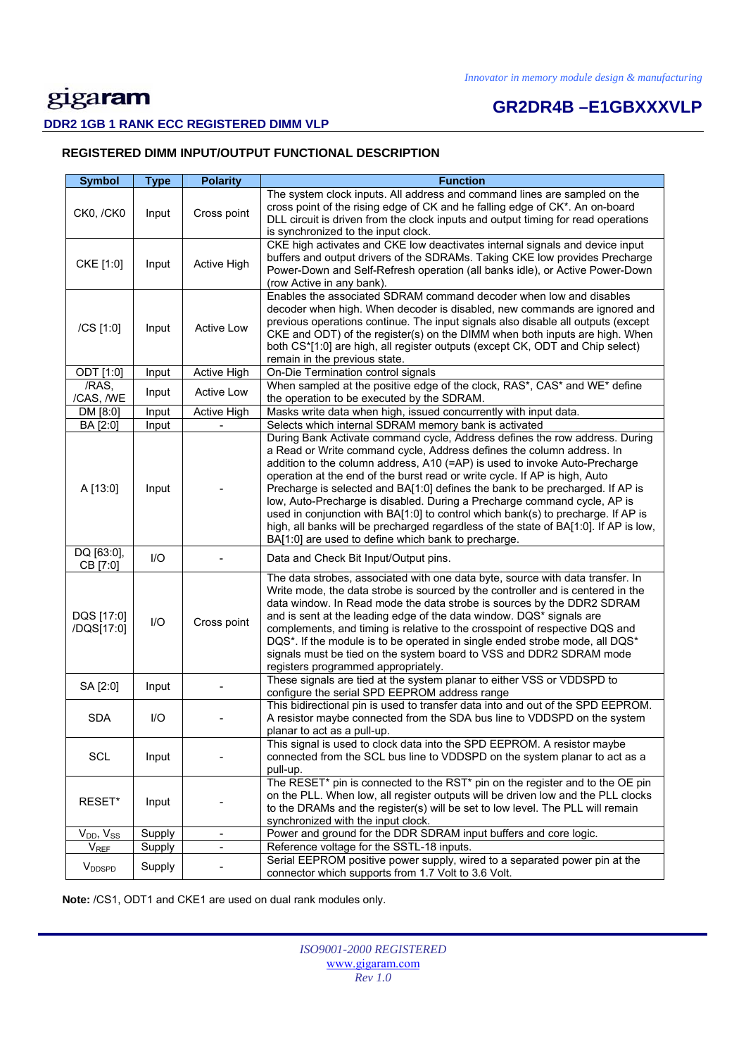## REGISTERED DIMM INPUT/OUTPUT FUNCTIONAL DESCRIPTION

| Symbol | Type | Polarity | Function |
|---|---|---|---|
| CK0, /CK0 | Input | Cross point | The system clock inputs. All address and command lines are sampled on the cross point of the rising edge of CK and he falling edge of CK*. An on-board DLL circuit is driven from the clock inputs and output timing for read operations is synchronized to the input clock. |
| CKE [1:0] | Input | Active High | CKE high activates and CKE low deactivates internal signals and device input buffers and output drivers of the SDRAMs. Taking CKE low provides Precharge Power-Down and Self-Refresh operation (all banks idle), or Active Power-Down (row Active in any bank). |
| /CS [1:0] | Input | Active Low | Enables the associated SDRAM command decoder when low and disables decoder when high. When decoder is disabled, new commands are ignored and previous operations continue. The input signals also disable all outputs (except CKE and ODT) of the register(s) on the DIMM when both inputs are high. When both CS*[1:0] are high, all register outputs (except CK, ODT and Chip select) remain in the previous state. |
| ODT [1:0] | Input | Active High | On-Die Termination control signals |
| /RAS, /CAS, /WE | Input | Active Low | When sampled at the positive edge of the clock, RAS*, CAS* and WE* define the operation to be executed by the SDRAM. |
| DM [8:0] | Input | Active High | Masks write data when high, issued concurrently with input data. |
| BA [2:0] | Input | - | Selects which internal SDRAM memory bank is activated |
| A [13:0] | Input | - | During Bank Activate command cycle, Address defines the row address. During a Read or Write command cycle, Address defines the column address. In addition to the column address, A10 (=AP) is used to invoke Auto-Precharge operation at the end of the burst read or write cycle. If AP is high, Auto Precharge is selected and BA[1:0] defines the bank to be precharged. If AP is low, Auto-Precharge is disabled. During a Precharge command cycle, AP is used in conjunction with BA[1:0] to control which bank(s) to precharge. If AP is high, all banks will be precharged regardless of the state of BA[1:0]. If AP is low, BA[1:0] are used to define which bank to precharge. |
| DQ [63:0], CB [7:0] | I/O | - | Data and Check Bit Input/Output pins. |
| DQS [17:0] /DQS[17:0] | I/O | Cross point | The data strobes, associated with one data byte, source with data transfer. In Write mode, the data strobe is sourced by the controller and is centered in the data window. In Read mode the data strobe is sources by the DDR2 SDRAM and is sent at the leading edge of the data window. DQS* signals are complements, and timing is relative to the crosspoint of respective DQS and DQS*. If the module is to be operated in single ended strobe mode, all DQS* signals must be tied on the system board to VSS and DDR2 SDRAM mode registers programmed appropriately. |
| SA [2:0] | Input | - | These signals are tied at the system planar to either VSS or VDDSPD to configure the serial SPD EEPROM address range |
| SDA | I/O | - | This bidirectional pin is used to transfer data into and out of the SPD EEPROM. A resistor maybe connected from the SDA bus line to VDDSPD on the system planar to act as a pull-up. |
| SCL | Input | - | This signal is used to clock data into the SPD EEPROM. A resistor maybe connected from the SCL bus line to VDDSPD on the system planar to act as a pull-up. |
| RESET* | Input | - | The RESET* pin is connected to the RST* pin on the register and to the OE pin on the PLL. When low, all register outputs will be driven low and the PLL clocks to the DRAMs and the register(s) will be set to low level. The PLL will remain synchronized with the input clock. |
| $V_{DD}$, $V_{SS}$ | Supply | - | Power and ground for the DDR SDRAM input buffers and core logic. |
| $V_{REF}$ | Supply | - | Reference voltage for the SSTL-18 inputs. |
| $V_{DDSPD}$ | Supply | - | Serial EEPROM positive power supply, wired to a separated power pin at the connector which supports from 1.7 Volt to 3.6 Volt. |

**Note:** /CS1, ODT1 and CKE1 are used on dual rank modules only.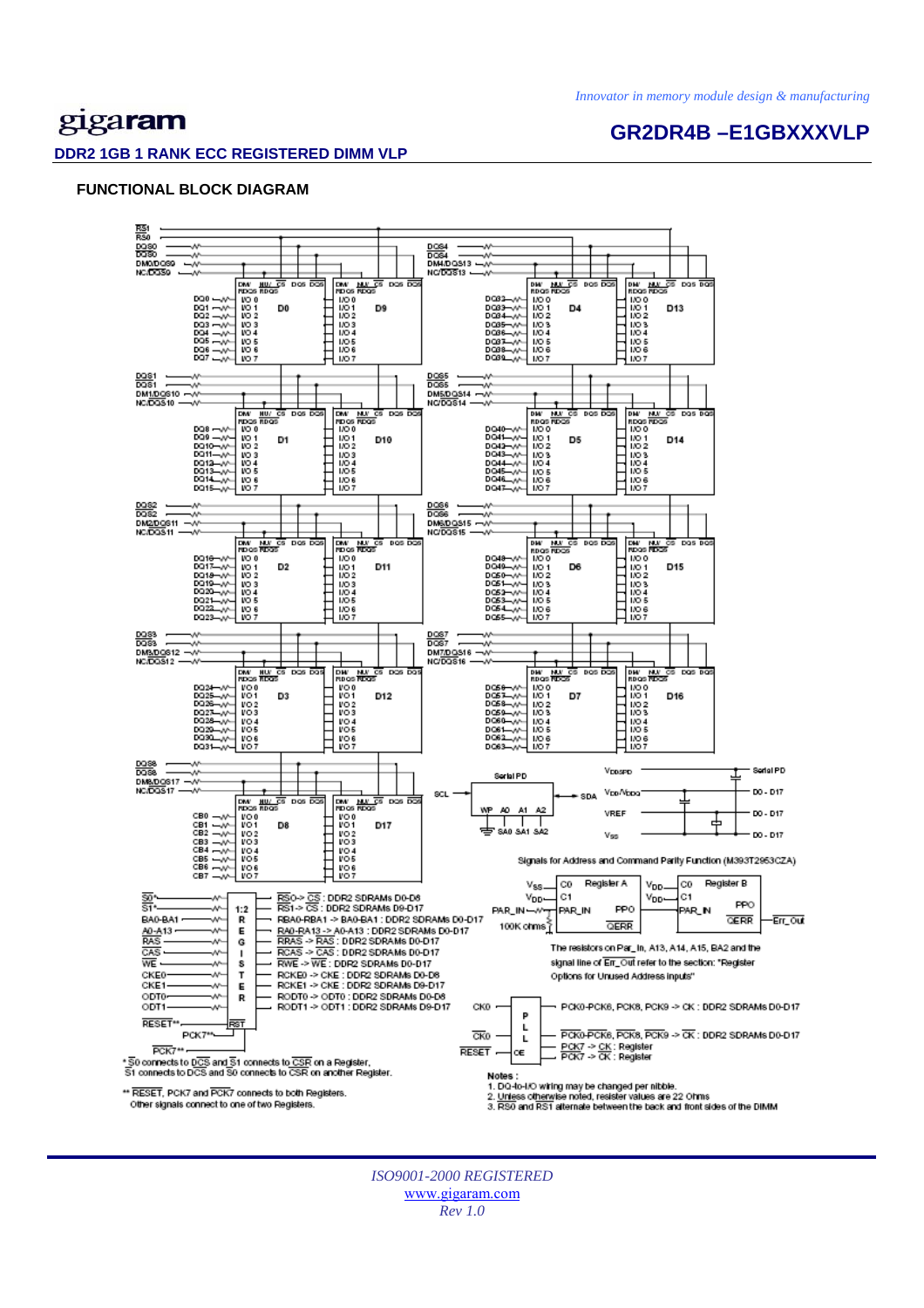*Innovator in memory module design & manufacturing*

**GR2DR4B –E1GBXXXVLP**

**DDR2 1GB 1 RANK ECC REGISTERED DIMM VLP**

### FUNCTIONAL BLOCK DIAGRAM

*$\overline{S0}$ connects to $\overline{DCS}$ and $\overline{S1}$ connects to $\overline{CSR}$ on a Register, S1 connects to DCS and S0 connects to CSR on another Register.

** RESET, PCK7 and $\overline{PCK7}$ connects to both Registers. Other signals connect to one of two Registers.

Signals for Address and Command Parity Function (M393T2953CZA)

The resistors on Par_In, A13, A14, A15, BA2 and the signal line of Err_Out refer to the section: "Register Options for Unused Address inputs"

**Notes :**

1. DQ-to-I/O wiring may be changed per nibble.
2. Unless otherwise noted, resister values are 22 Ohms
3. RS0 and RS1 alternate between the back and front sides of the DIMM

*ISO9001-2000 REGISTERED*
www.gigaram.com
*Rev 1.0*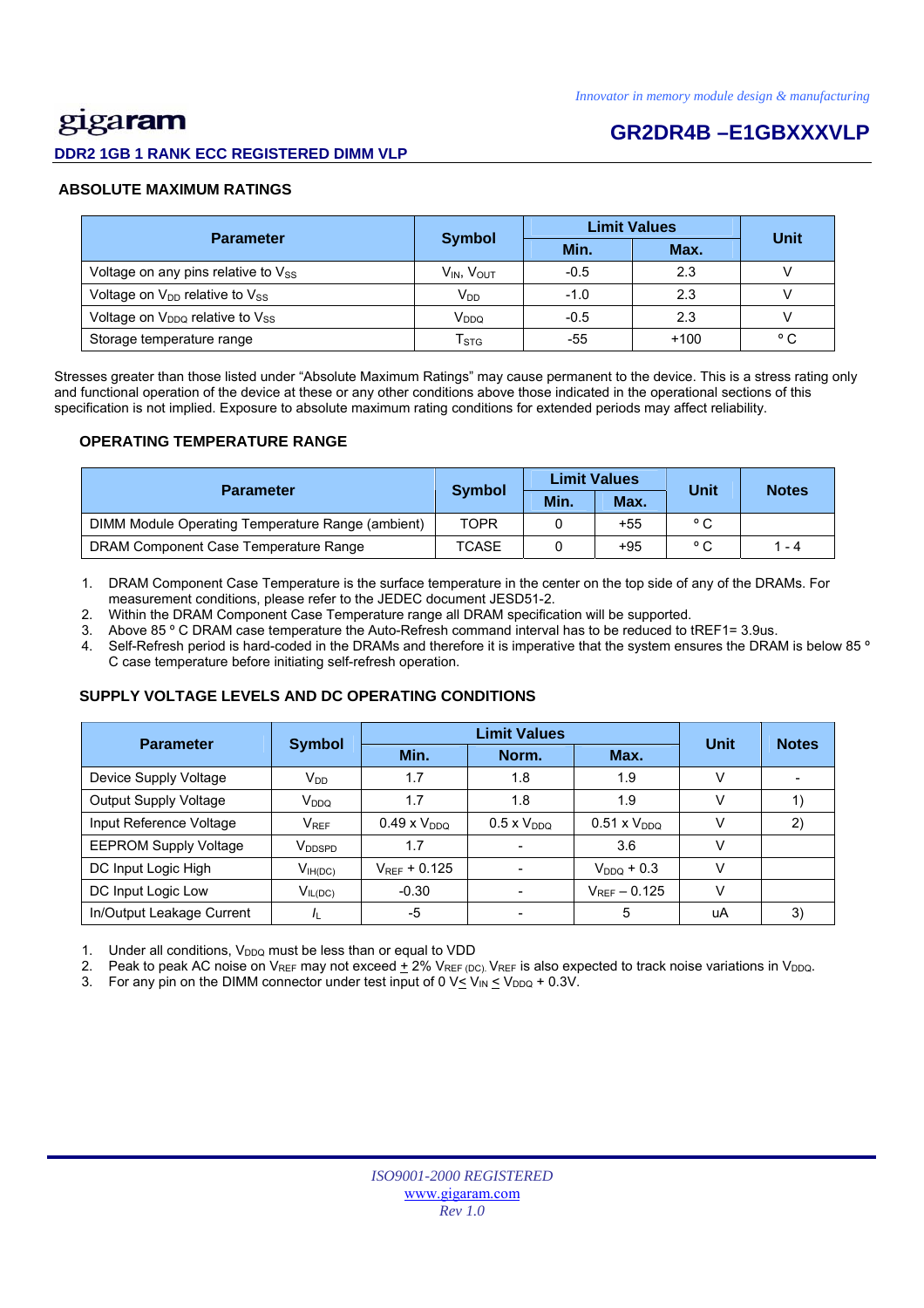## ABSOLUTE MAXIMUM RATINGS

| Parameter | Symbol | Limit Values | | Unit |
|---|---|---|---|---|
| | | Min. | Max. | |
| Voltage on any pins relative to $V_{SS}$ | $V_{IN}$, $V_{OUT}$ | -0.5 | 2.3 | V |
| Voltage on $V_{DD}$ relative to $V_{SS}$ | $V_{DD}$ | -1.0 | 2.3 | V |
| Voltage on $V_{DDQ}$ relative to $V_{SS}$ | $V_{DDQ}$ | -0.5 | 2.3 | V |
| Storage temperature range | $T_{STG}$ | -55 | +100 | ° C |

Stresses greater than those listed under “Absolute Maximum Ratings” may cause permanent to the device. This is a stress rating only and functional operation of the device at these or any other conditions above those indicated in the operational sections of this specification is not implied. Exposure to absolute maximum rating conditions for extended periods may affect reliability.

## OPERATING TEMPERATURE RANGE

| Parameter | Symbol | Limit Values | | Unit | Notes |
|---|---|---|---|---|---|
| | | Min. | Max. | | |
| DIMM Module Operating Temperature Range (ambient) | TOPR | 0 | +55 | ° C | |
| DRAM Component Case Temperature Range | TCASE | 0 | +95 | ° C | 1 - 4 |

1. DRAM Component Case Temperature is the surface temperature in the center on the top side of any of the DRAMs. For measurement conditions, please refer to the JEDEC document JESD51-2.
2. Within the DRAM Component Case Temperature range all DRAM specification will be supported.
3. Above 85 º C DRAM case temperature the Auto-Refresh command interval has to be reduced to tREF1= 3.9us.
4. Self-Refresh period is hard-coded in the DRAMs and therefore it is imperative that the system ensures the DRAM is below 85 º C case temperature before initiating self-refresh operation.

## SUPPLY VOLTAGE LEVELS AND DC OPERATING CONDITIONS

| Parameter | Symbol | Limit Values | | | Unit | Notes |
|---|---|---|---|---|---|---|
| | | Min. | Norm. | Max. | | |
| Device Supply Voltage | $V_{DD}$ | 1.7 | 1.8 | 1.9 | V | - |
| Output Supply Voltage | $V_{DDQ}$ | 1.7 | 1.8 | 1.9 | V | 1) |
| Input Reference Voltage | $V_{REF}$ | 0.49 x $V_{DDQ}$ | 0.5 x $V_{DDQ}$ | 0.51 x $V_{DDQ}$ | V | 2) |
| EEPROM Supply Voltage | $V_{DDSPD}$ | 1.7 | - | 3.6 | V | |
| DC Input Logic High | $V_{IH(DC)}$ | $V_{REF}$ + 0.125 | - | $V_{DDQ}$ + 0.3 | V | |
| DC Input Logic Low | $V_{IL(DC)}$ | -0.30 | - | $V_{REF}$ – 0.125 | V | |
| In/Output Leakage Current | $I_L$ | -5 | - | 5 | uA | 3) |

1. Under all conditions, $V_{DDQ}$ must be less than or equal to VDD
2. Peak to peak AC noise on $V_{REF}$ may not exceed $\pm$ 2% $V_{REF (DC)}$. $V_{REF}$ is also expected to track noise variations in $V_{DDQ}$.
3. For any pin on the DIMM connector under test input of 0 V $\leq V_{IN} \leq V_{DDQ}$ + 0.3V.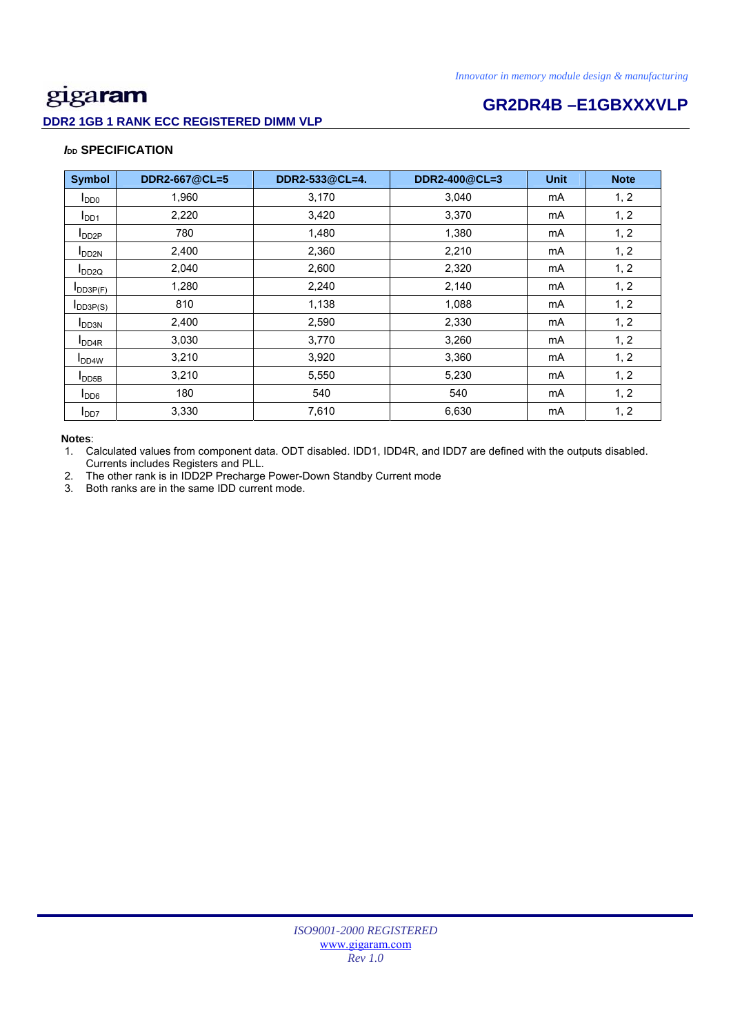### $I_{DD}$ SPECIFICATION

| Symbol | DDR2-667@CL=5 | DDR2-533@CL=4. | DDR2-400@CL=3 | Unit | Note |
|---|---|---|---|---|---|
| $I_{DD0}$ | 1,960 | 3,170 | 3,040 | mA | 1, 2 |
| $I_{DD1}$ | 2,220 | 3,420 | 3,370 | mA | 1, 2 |
| $I_{DD2P}$ | 780 | 1,480 | 1,380 | mA | 1, 2 |
| $I_{DD2N}$ | 2,400 | 2,360 | 2,210 | mA | 1, 2 |
| $I_{DD2Q}$ | 2,040 | 2,600 | 2,320 | mA | 1, 2 |
| $I_{DD3P(F)}$ | 1,280 | 2,240 | 2,140 | mA | 1, 2 |
| $I_{DD3P(S)}$ | 810 | 1,138 | 1,088 | mA | 1, 2 |
| $I_{DD3N}$ | 2,400 | 2,590 | 2,330 | mA | 1, 2 |
| $I_{DD4R}$ | 3,030 | 3,770 | 3,260 | mA | 1, 2 |
| $I_{DD4W}$ | 3,210 | 3,920 | 3,360 | mA | 1, 2 |
| $I_{DD5B}$ | 3,210 | 5,550 | 5,230 | mA | 1, 2 |
| $I_{DD6}$ | 180 | 540 | 540 | mA | 1, 2 |
| $I_{DD7}$ | 3,330 | 7,610 | 6,630 | mA | 1, 2 |

**Notes**:

1. Calculated values from component data. ODT disabled. IDD1, IDD4R, and IDD7 are defined with the outputs disabled. Currents includes Registers and PLL.
2. The other rank is in IDD2P Precharge Power-Down Standby Current mode
3. Both ranks are in the same IDD current mode.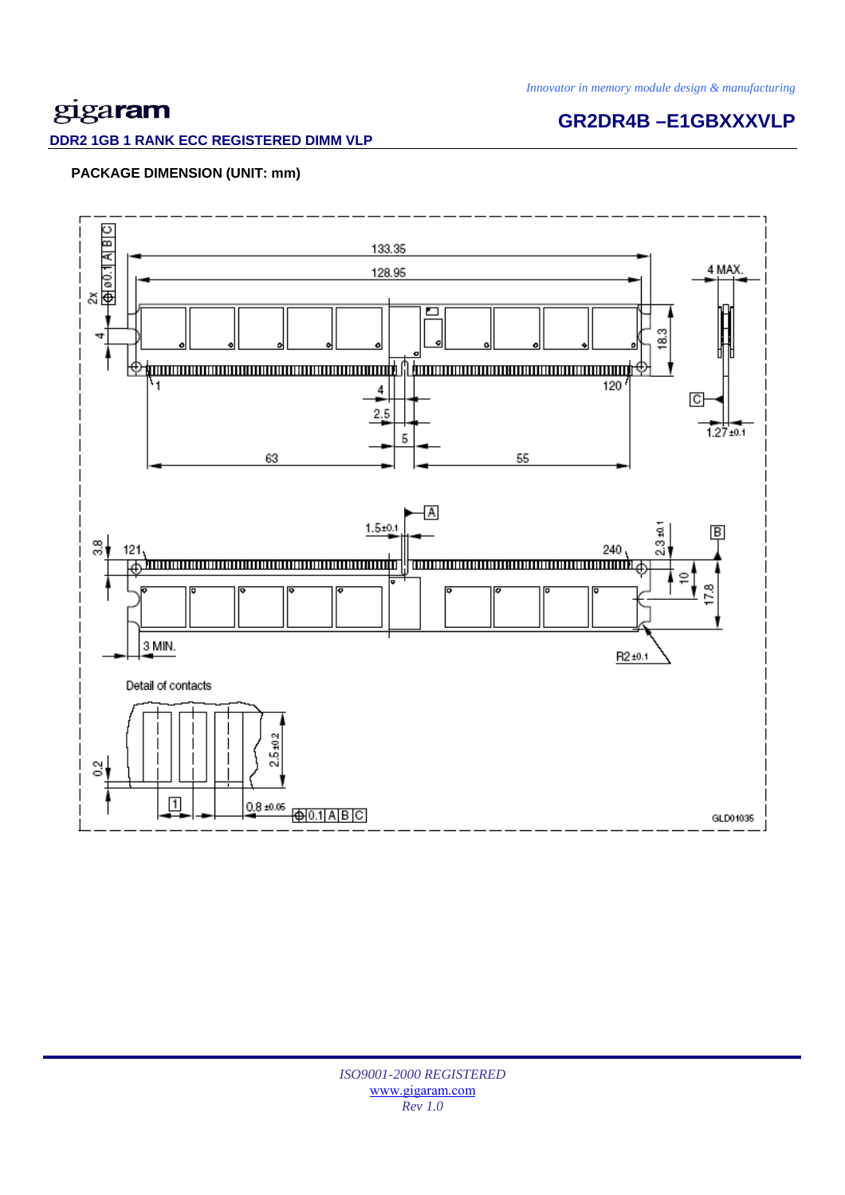**PACKAGE DIMENSION (UNIT: mm)**

133.35
128.95
4 MAX.
2x ⌖ ø0.1 A B C
4
18.3
1
120
4
2.5
5
63
55
C
1.27 ±0.1
A
1.5±0.1
2.3 ±0.1
B
3.8
121
240
10
17.8
3 MIN.
R2 ±0.1
Detail of contacts
0.2
2.5±0.2
1
0.8 ±0.05
⌖ 0.1 A B C
GLD01035